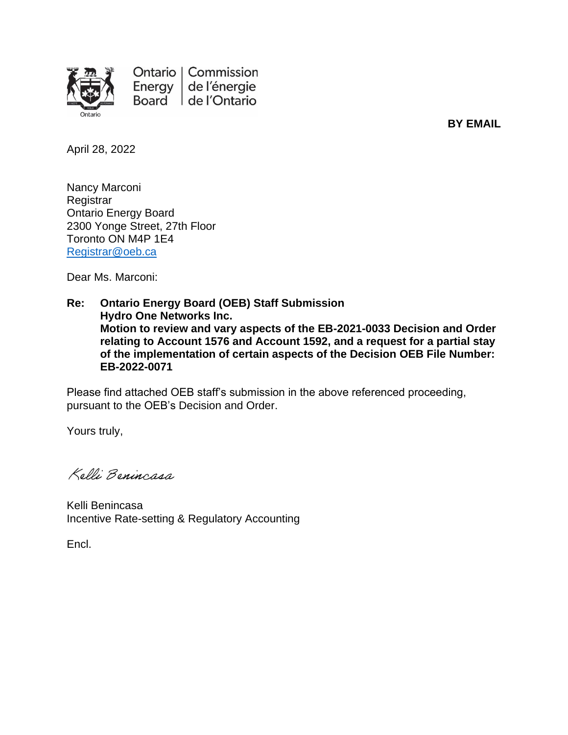Ontario Energy Board | Commission de l'énergie de l'Ontario

**BY EMAIL**

April 28, 2022

Nancy Marconi
Registrar
Ontario Energy Board
2300 Yonge Street, 27th Floor
Toronto ON M4P 1E4
Registrar@oeb.ca

Dear Ms. Marconi:

**Re: Ontario Energy Board (OEB) Staff Submission**
**Hydro One Networks Inc.**
**Motion to review and vary aspects of the EB-2021-0033 Decision and Order relating to Account 1576 and Account 1592, and a request for a partial stay of the implementation of certain aspects of the Decision OEB File Number: EB-2022-0071**

Please find attached OEB staff's submission in the above referenced proceeding, pursuant to the OEB's Decision and Order.

Yours truly,

*Kelli Benincasa*

Kelli Benincasa
Incentive Rate-setting & Regulatory Accounting

Encl.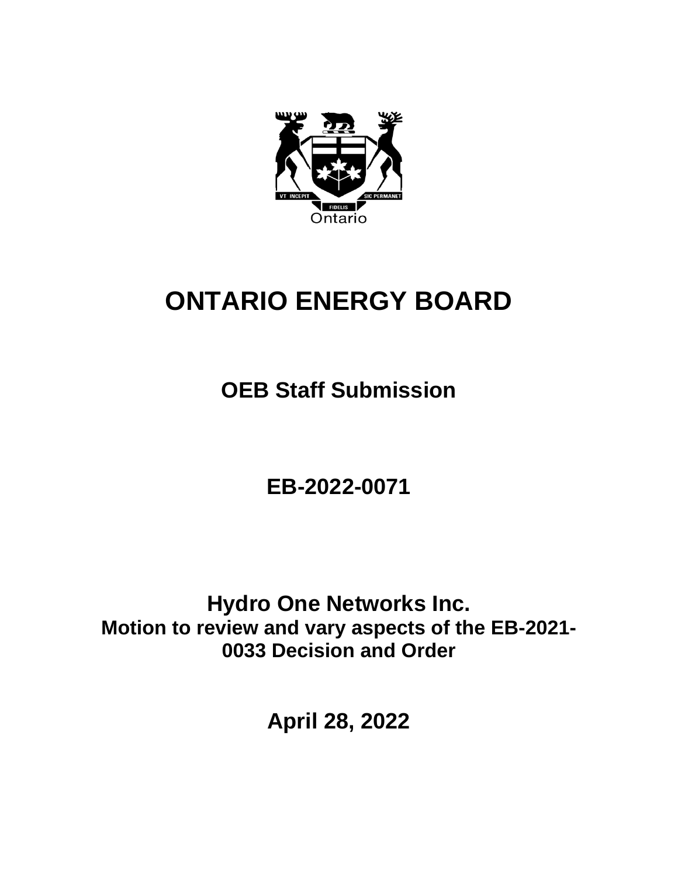# ONTARIO ENERGY BOARD

## OEB Staff Submission

## EB-2022-0071

## Hydro One Networks Inc.

### Motion to review and vary aspects of the EB-2021-0033 Decision and Order

## April 28, 2022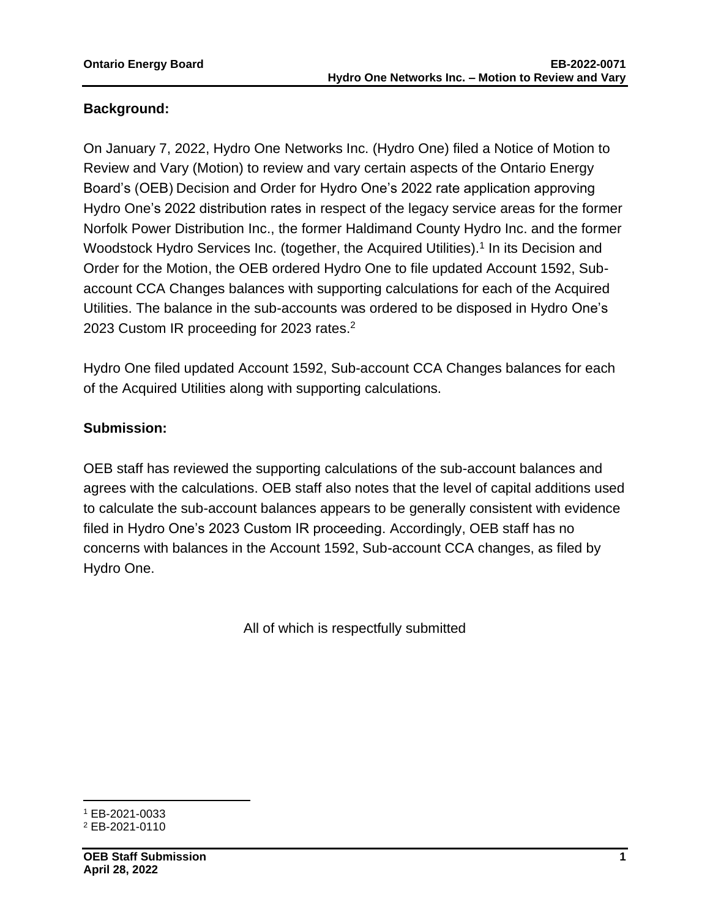## Background:

On January 7, 2022, Hydro One Networks Inc. (Hydro One) filed a Notice of Motion to Review and Vary (Motion) to review and vary certain aspects of the Ontario Energy Board's (OEB) Decision and Order for Hydro One's 2022 rate application approving Hydro One's 2022 distribution rates in respect of the legacy service areas for the former Norfolk Power Distribution Inc., the former Haldimand County Hydro Inc. and the former Woodstock Hydro Services Inc. (together, the Acquired Utilities).[1] In its Decision and Order for the Motion, the OEB ordered Hydro One to file updated Account 1592, Sub-account CCA Changes balances with supporting calculations for each of the Acquired Utilities. The balance in the sub-accounts was ordered to be disposed in Hydro One's 2023 Custom IR proceeding for 2023 rates.[2]

Hydro One filed updated Account 1592, Sub-account CCA Changes balances for each of the Acquired Utilities along with supporting calculations.

## Submission:

OEB staff has reviewed the supporting calculations of the sub-account balances and agrees with the calculations. OEB staff also notes that the level of capital additions used to calculate the sub-account balances appears to be generally consistent with evidence filed in Hydro One's 2023 Custom IR proceeding. Accordingly, OEB staff has no concerns with balances in the Account 1592, Sub-account CCA changes, as filed by Hydro One.

All of which is respectfully submitted

---

[1] EB-2021-0033

[2] EB-2021-0110